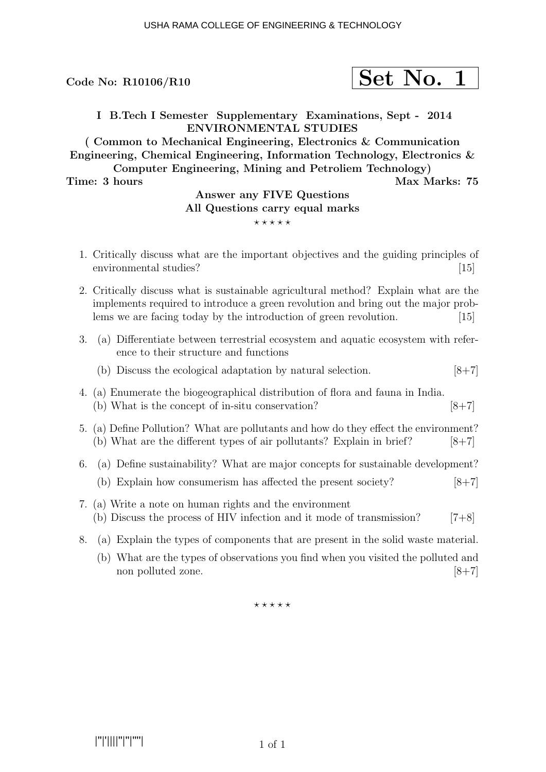Code No: R10106/R10

**Set No. 1**

**I B.Tech I Semester Supplementary Examinations, Sept - 2014**
**ENVIRONMENTAL STUDIES**
**( Common to Mechanical Engineering, Electronics & Communication Engineering, Chemical Engineering, Information Technology, Electronics & Computer Engineering, Mining and Petroliem Technology)**

**Time: 3 hours** | **Max Marks: 75**

**Answer any FIVE Questions**
**All Questions carry equal marks**

⋆ ⋆ ⋆ ⋆ ⋆

1. Critically discuss what are the important objectives and the guiding principles of environmental studies? [15]

2. Critically discuss what is sustainable agricultural method? Explain what are the implements required to introduce a green revolution and bring out the major problems we are facing today by the introduction of green revolution. [15]

3. (a) Differentiate between terrestrial ecosystem and aquatic ecosystem with reference to their structure and functions
   (b) Discuss the ecological adaptation by natural selection. [8+7]

4. (a) Enumerate the biogeographical distribution of flora and fauna in India.
   (b) What is the concept of in-situ conservation? [8+7]

5. (a) Define Pollution? What are pollutants and how do they effect the environment?
   (b) What are the different types of air pollutants? Explain in brief? [8+7]

6. (a) Define sustainability? What are major concepts for sustainable development?
   (b) Explain how consumerism has affected the present society? [8+7]

7. (a) Write a note on human rights and the environment
   (b) Discuss the process of HIV infection and it mode of transmission? [7+8]

8. (a) Explain the types of components that are present in the solid waste material.
   (b) What are the types of observations you find when you visited the polluted and non polluted zone. [8+7]

⋆ ⋆ ⋆ ⋆ ⋆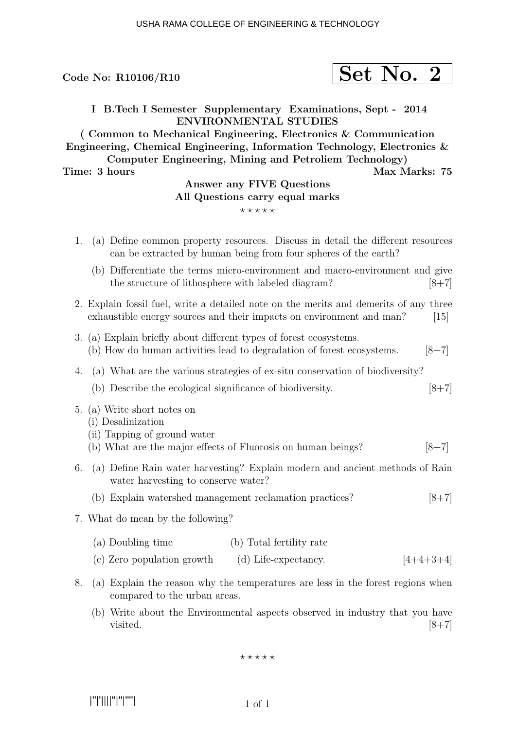Code No: R10106/R10

**Set No. 2**

**I B.Tech I Semester Supplementary Examinations, Sept - 2014**
**ENVIRONMENTAL STUDIES**
**( Common to Mechanical Engineering, Electronics & Communication Engineering, Chemical Engineering, Information Technology, Electronics & Computer Engineering, Mining and Petroliem Technology)**

**Time: 3 hours** **Max Marks: 75**

**Answer any FIVE Questions**
**All Questions carry equal marks**

⋆ ⋆ ⋆ ⋆ ⋆

1. (a) Define common property resources. Discuss in detail the different resources can be extracted by human being from four spheres of the earth?
   (b) Differentiate the terms micro-environment and macro-environment and give the structure of lithosphere with labeled diagram? [8+7]

2. Explain fossil fuel, write a detailed note on the merits and demerits of any three exhaustible energy sources and their impacts on environment and man? [15]

3. (a) Explain briefly about different types of forest ecosystems.
   (b) How do human activities lead to degradation of forest ecosystems. [8+7]

4. (a) What are the various strategies of ex-situ conservation of biodiversity?
   (b) Describe the ecological significance of biodiversity. [8+7]

5. (a) Write short notes on
   (i) Desalinization
   (ii) Tapping of ground water
   (b) What are the major effects of Fluorosis on human beings? [8+7]

6. (a) Define Rain water harvesting? Explain modern and ancient methods of Rain water harvesting to conserve water?
   (b) Explain watershed management reclamation practices? [8+7]

7. What do mean by the following?
   (a) Doubling time (b) Total fertility rate
   (c) Zero population growth (d) Life-expectancy. [4+4+3+4]

8. (a) Explain the reason why the temperatures are less in the forest regions when compared to the urban areas.
   (b) Write about the Environmental aspects observed in industry that you have visited. [8+7]

⋆ ⋆ ⋆ ⋆ ⋆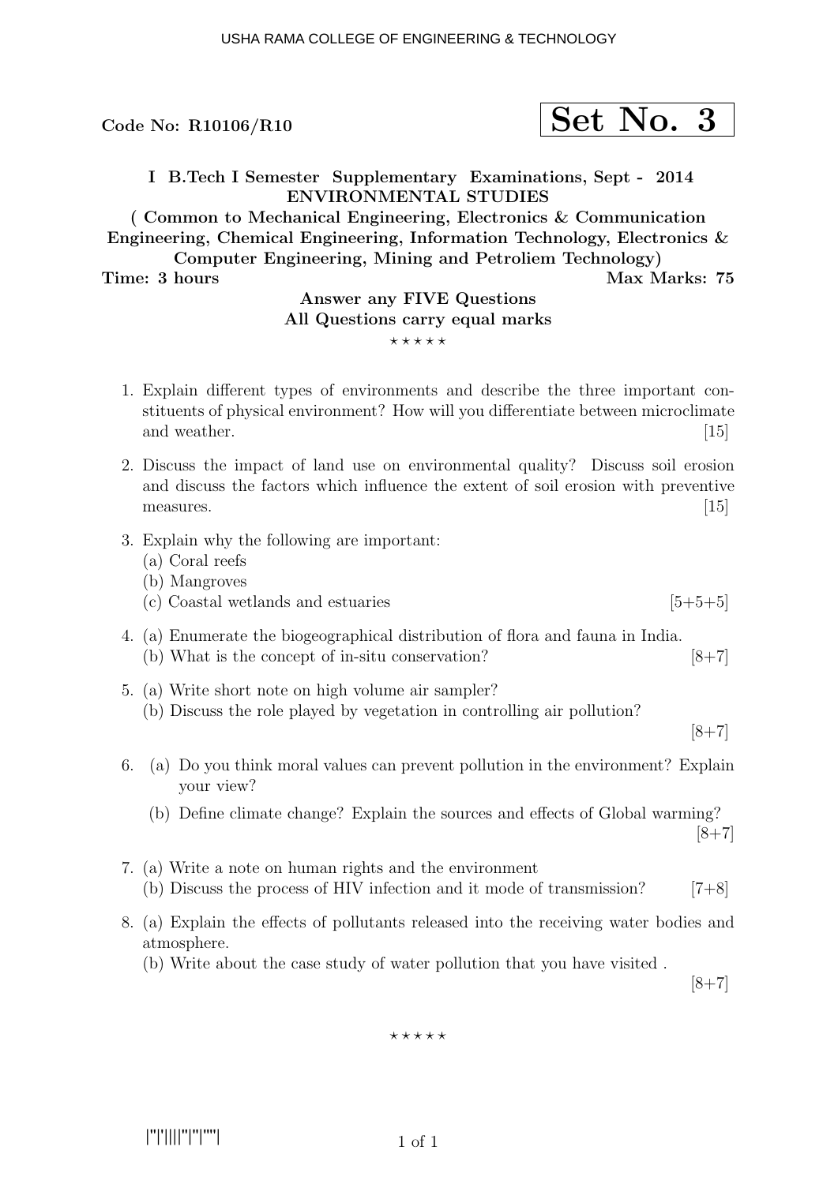Code No: R10106/R10

**Set No. 3**

**I B.Tech I Semester Supplementary Examinations, Sept - 2014**
**ENVIRONMENTAL STUDIES**
**( Common to Mechanical Engineering, Electronics & Communication Engineering, Chemical Engineering, Information Technology, Electronics & Computer Engineering, Mining and Petroliem Technology)**

**Time: 3 hours** **Max Marks: 75**

**Answer any FIVE Questions**
**All Questions carry equal marks**

⋆ ⋆ ⋆ ⋆ ⋆

1. Explain different types of environments and describe the three important constituents of physical environment? How will you differentiate between microclimate and weather. [15]

2. Discuss the impact of land use on environmental quality? Discuss soil erosion and discuss the factors which influence the extent of soil erosion with preventive measures. [15]

3. Explain why the following are important:
   (a) Coral reefs
   (b) Mangroves
   (c) Coastal wetlands and estuaries [5+5+5]

4. (a) Enumerate the biogeographical distribution of flora and fauna in India.
   (b) What is the concept of in-situ conservation? [8+7]

5. (a) Write short note on high volume air sampler?
   (b) Discuss the role played by vegetation in controlling air pollution? [8+7]

6. (a) Do you think moral values can prevent pollution in the environment? Explain your view?
   (b) Define climate change? Explain the sources and effects of Global warming? [8+7]

7. (a) Write a note on human rights and the environment
   (b) Discuss the process of HIV infection and it mode of transmission? [7+8]

8. (a) Explain the effects of pollutants released into the receiving water bodies and atmosphere.
   (b) Write about the case study of water pollution that you have visited . [8+7]

⋆ ⋆ ⋆ ⋆ ⋆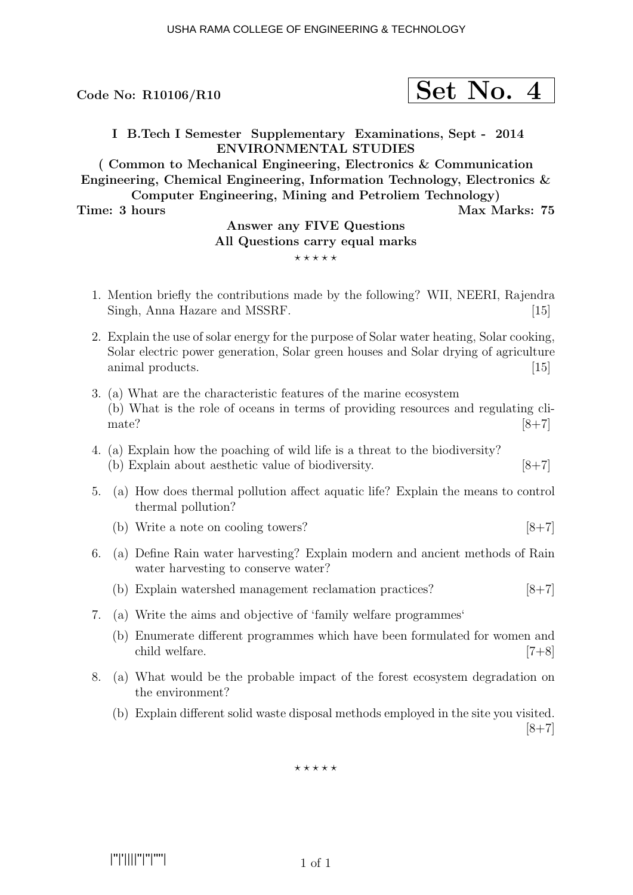Code No: R10106/R10

**Set No. 4**

**I B.Tech I Semester Supplementary Examinations, Sept - 2014**
**ENVIRONMENTAL STUDIES**
**( Common to Mechanical Engineering, Electronics & Communication Engineering, Chemical Engineering, Information Technology, Electronics & Computer Engineering, Mining and Petroliem Technology)**

**Time: 3 hours** **Max Marks: 75**

**Answer any FIVE Questions**
**All Questions carry equal marks**

⋆ ⋆ ⋆ ⋆ ⋆

1. Mention briefly the contributions made by the following? WII, NEERI, Rajendra Singh, Anna Hazare and MSSRF. [15]

2. Explain the use of solar energy for the purpose of Solar water heating, Solar cooking, Solar electric power generation, Solar green houses and Solar drying of agriculture animal products. [15]

3. (a) What are the characteristic features of the marine ecosystem
   (b) What is the role of oceans in terms of providing resources and regulating climate? [8+7]

4. (a) Explain how the poaching of wild life is a threat to the biodiversity?
   (b) Explain about aesthetic value of biodiversity. [8+7]

5. (a) How does thermal pollution affect aquatic life? Explain the means to control thermal pollution?
   (b) Write a note on cooling towers? [8+7]

6. (a) Define Rain water harvesting? Explain modern and ancient methods of Rain water harvesting to conserve water?
   (b) Explain watershed management reclamation practices? [8+7]

7. (a) Write the aims and objective of 'family welfare programmes'
   (b) Enumerate different programmes which have been formulated for women and child welfare. [7+8]

8. (a) What would be the probable impact of the forest ecosystem degradation on the environment?
   (b) Explain different solid waste disposal methods employed in the site you visited. [8+7]

⋆ ⋆ ⋆ ⋆ ⋆